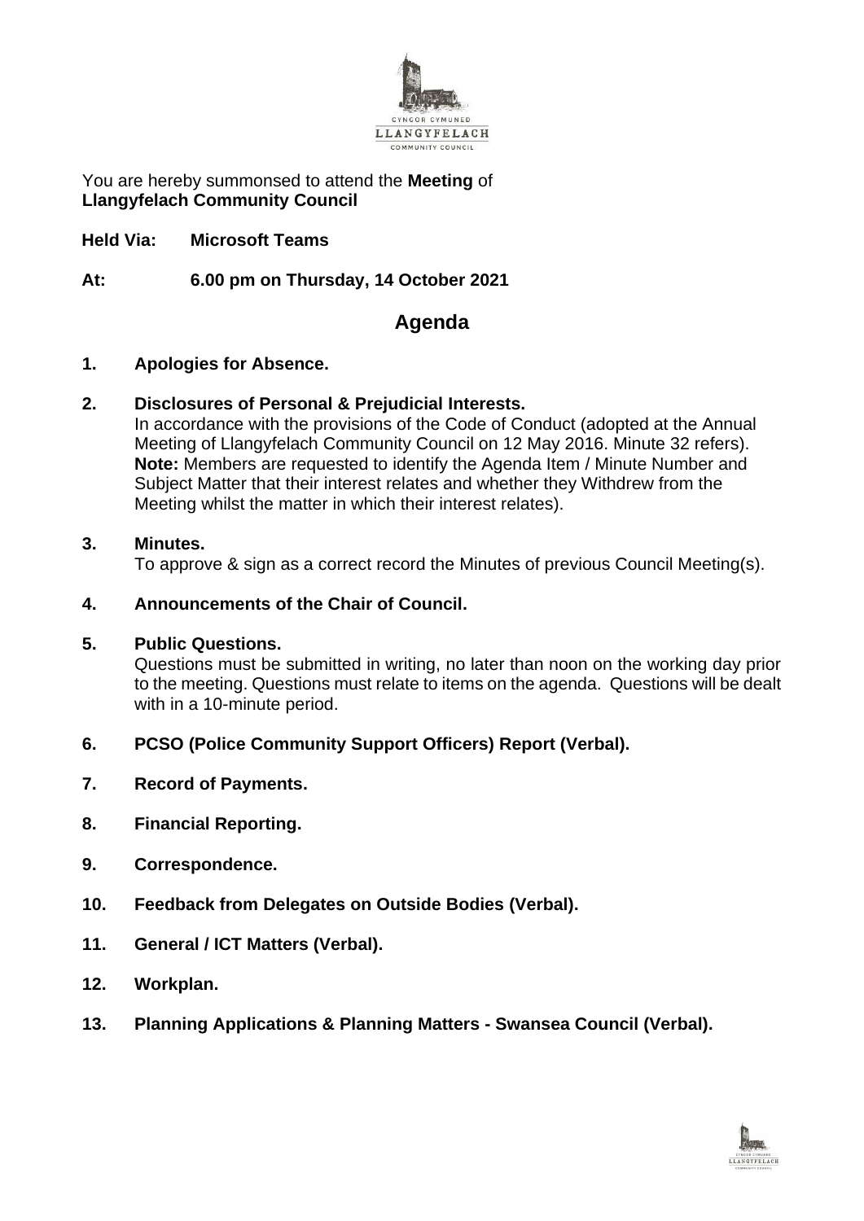You are hereby summonsed to attend the **Meeting** of
**Llangyfelach Community Council**

**Held Via:** **Microsoft Teams**

**At:** **6.00 pm on Thursday, 14 October 2021**

# Agenda

**1. Apologies for Absence.**

**2. Disclosures of Personal & Prejudicial Interests.**
In accordance with the provisions of the Code of Conduct (adopted at the Annual Meeting of Llangyfelach Community Council on 12 May 2016. Minute 32 refers). **Note:** Members are requested to identify the Agenda Item / Minute Number and Subject Matter that their interest relates and whether they Withdrew from the Meeting whilst the matter in which their interest relates).

**3. Minutes.**
To approve & sign as a correct record the Minutes of previous Council Meeting(s).

**4. Announcements of the Chair of Council.**

**5. Public Questions.**
Questions must be submitted in writing, no later than noon on the working day prior to the meeting. Questions must relate to items on the agenda. Questions will be dealt with in a 10-minute period.

**6. PCSO (Police Community Support Officers) Report (Verbal).**

**7. Record of Payments.**

**8. Financial Reporting.**

**9. Correspondence.**

**10. Feedback from Delegates on Outside Bodies (Verbal).**

**11. General / ICT Matters (Verbal).**

**12. Workplan.**

**13. Planning Applications & Planning Matters - Swansea Council (Verbal).**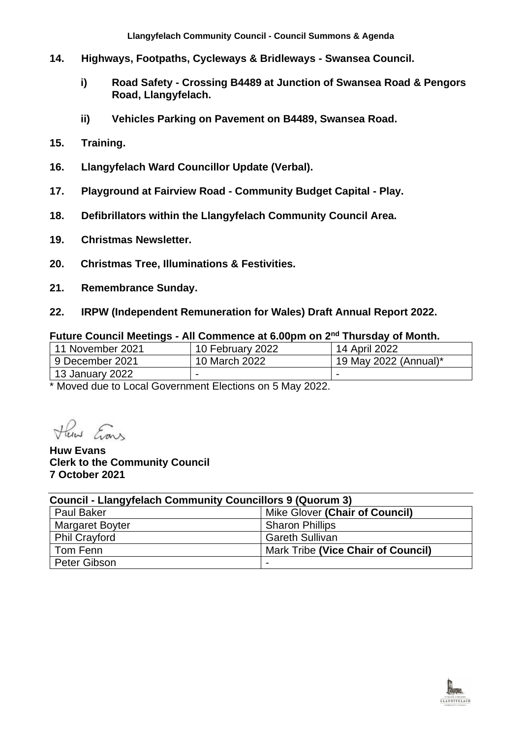**14. Highways, Footpaths, Cycleways & Bridleways - Swansea Council.**

- **i) Road Safety - Crossing B4489 at Junction of Swansea Road & Pengors Road, Llangyfelach.**
- **ii) Vehicles Parking on Pavement on B4489, Swansea Road.**

**15. Training.**

**16. Llangyfelach Ward Councillor Update (Verbal).**

**17. Playground at Fairview Road - Community Budget Capital - Play.**

**18. Defibrillators within the Llangyfelach Community Council Area.**

**19. Christmas Newsletter.**

**20. Christmas Tree, Illuminations & Festivities.**

**21. Remembrance Sunday.**

**22. IRPW (Independent Remuneration for Wales) Draft Annual Report 2022.**

**Future Council Meetings - All Commence at 6.00pm on 2nd Thursday of Month.**

| | | |
|---|---|---|
| 11 November 2021 | 10 February 2022 | 14 April 2022 |
| 9 December 2021 | 10 March 2022 | 19 May 2022 (Annual)* |
| 13 January 2022 | - | - |

* Moved due to Local Government Elections on 5 May 2022.

Huw Evans

**Huw Evans**
**Clerk to the Community Council**
**7 October 2021**

| **Council - Llangyfelach Community Councillors 9 (Quorum 3)** | |
|---|---|
| Paul Baker | Mike Glover **(Chair of Council)** |
| Margaret Boyter | Sharon Phillips |
| Phil Crayford | Gareth Sullivan |
| Tom Fenn | Mark Tribe **(Vice Chair of Council)** |
| Peter Gibson | - |